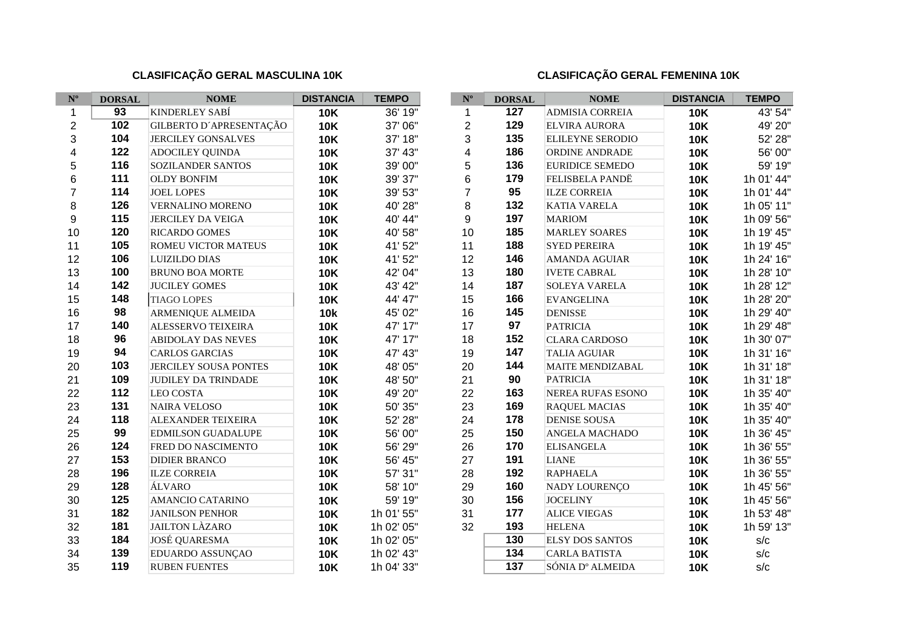## CLASIFICAÇÃO GERAL MASCULINA 10K

| Nº | DORSAL | NOME | DISTANCIA | TEMPO |
|---|---|---|---|---|
| 1 | 93 | KINDERLEY SABÍ | 10K | 36' 19" |
| 2 | 102 | GILBERTO D´APRESENTAÇÃO | 10K | 37' 06" |
| 3 | 104 | JERCILEY GONSALVES | 10K | 37' 18" |
| 4 | 122 | ADOCILEY QUINDA | 10K | 37' 43" |
| 5 | 116 | SOZILANDER SANTOS | 10K | 39' 00" |
| 6 | 111 | OLDY BONFIM | 10K | 39' 37" |
| 7 | 114 | JOEL LOPES | 10K | 39' 53" |
| 8 | 126 | VERNALINO MORENO | 10K | 40' 28" |
| 9 | 115 | JERCILEY DA VEIGA | 10K | 40' 44" |
| 10 | 120 | RICARDO GOMES | 10K | 40' 58" |
| 11 | 105 | ROMEU VICTOR MATEUS | 10K | 41' 52" |
| 12 | 106 | LUIZILDO DIAS | 10K | 41' 52" |
| 13 | 100 | BRUNO BOA MORTE | 10K | 42' 04" |
| 14 | 142 | JUCILEY GOMES | 10K | 43' 42" |
| 15 | 148 | TIAGO LOPES | 10K | 44' 47" |
| 16 | 98 | ARMENIQUE ALMEIDA | 10k | 45' 02" |
| 17 | 140 | ALESSERVO TEIXEIRA | 10K | 47' 17" |
| 18 | 96 | ABIDOLAY DAS NEVES | 10K | 47' 17" |
| 19 | 94 | CARLOS GARCIAS | 10K | 47' 43" |
| 20 | 103 | JERCILEY SOUSA PONTES | 10K | 48' 05" |
| 21 | 109 | JUDILEY DA TRINDADE | 10K | 48' 50" |
| 22 | 112 | LEO COSTA | 10K | 49' 20" |
| 23 | 131 | NAIRA VELOSO | 10K | 50' 35" |
| 24 | 118 | ALEXANDER TEIXEIRA | 10K | 52' 28" |
| 25 | 99 | EDMILSON GUADALUPE | 10K | 56' 00" |
| 26 | 124 | FRED DO NASCIMENTO | 10K | 56' 29" |
| 27 | 153 | DIDIER BRANCO | 10K | 56' 45" |
| 28 | 196 | ILZE CORREIA | 10K | 57' 31" |
| 29 | 128 | ÁLVARO | 10K | 58' 10" |
| 30 | 125 | AMANCIO CATARINO | 10K | 59' 19" |
| 31 | 182 | JANILSON PENHOR | 10K | 1h 01' 55" |
| 32 | 181 | JAILTON LÀZARO | 10K | 1h 02' 05" |
| 33 | 184 | JOSÉ QUARESMA | 10K | 1h 02' 05" |
| 34 | 139 | EDUARDO ASSUNÇAO | 10K | 1h 02' 43" |
| 35 | 119 | RUBEN FUENTES | 10K | 1h 04' 33" |

## CLASIFICAÇÃO GERAL FEMENINA 10K

| Nº | DORSAL | NOME | DISTANCIA | TEMPO |
|---|---|---|---|---|
| 1 | 127 | ADMISIA CORREIA | 10K | 43' 54" |
| 2 | 129 | ELVIRA AURORA | 10K | 49' 20" |
| 3 | 135 | ELILEYNE SERODIO | 10K | 52' 28" |
| 4 | 186 | ORDINE ANDRADE | 10K | 56' 00" |
| 5 | 136 | EURIDICE SEMEDO | 10K | 59' 19" |
| 6 | 179 | FELISBELA PANDË | 10K | 1h 01' 44" |
| 7 | 95 | ILZE CORREIA | 10K | 1h 01' 44" |
| 8 | 132 | KATIA VARELA | 10K | 1h 05' 11" |
| 9 | 197 | MARIOM | 10K | 1h 09' 56" |
| 10 | 185 | MARLEY SOARES | 10K | 1h 19' 45" |
| 11 | 188 | SYED PEREIRA | 10K | 1h 19' 45" |
| 12 | 146 | AMANDA AGUIAR | 10K | 1h 24' 16" |
| 13 | 180 | IVETE CABRAL | 10K | 1h 28' 10" |
| 14 | 187 | SOLEYA VARELA | 10K | 1h 28' 12" |
| 15 | 166 | EVANGELINA | 10K | 1h 28' 20" |
| 16 | 145 | DENISSE | 10K | 1h 29' 40" |
| 17 | 97 | PATRICIA | 10K | 1h 29' 48" |
| 18 | 152 | CLARA CARDOSO | 10K | 1h 30' 07" |
| 19 | 147 | TALIA AGUIAR | 10K | 1h 31' 16" |
| 20 | 144 | MAITE MENDIZABAL | 10K | 1h 31' 18" |
| 21 | 90 | PATRICIA | 10K | 1h 31' 18" |
| 22 | 163 | NEREA RUFAS ESONO | 10K | 1h 35' 40" |
| 23 | 169 | RAQUEL MACIAS | 10K | 1h 35' 40" |
| 24 | 178 | DENISE SOUSA | 10K | 1h 35' 40" |
| 25 | 150 | ANGELA MACHADO | 10K | 1h 36' 45" |
| 26 | 170 | ELISANGELA | 10K | 1h 36' 55" |
| 27 | 191 | LIANE | 10K | 1h 36' 55" |
| 28 | 192 | RAPHAELA | 10K | 1h 36' 55" |
| 29 | 160 | NADY LOURENÇO | 10K | 1h 45' 56" |
| 30 | 156 | JOCELINY | 10K | 1h 45' 56" |
| 31 | 177 | ALICE VIEGAS | 10K | 1h 53' 48" |
| 32 | 193 | HELENA | 10K | 1h 59' 13" |
| | 130 | ELSY DOS SANTOS | 10K | s/c |
| | 134 | CARLA BATISTA | 10K | s/c |
| | 137 | SÓNIA Dº ALMEIDA | 10K | s/c |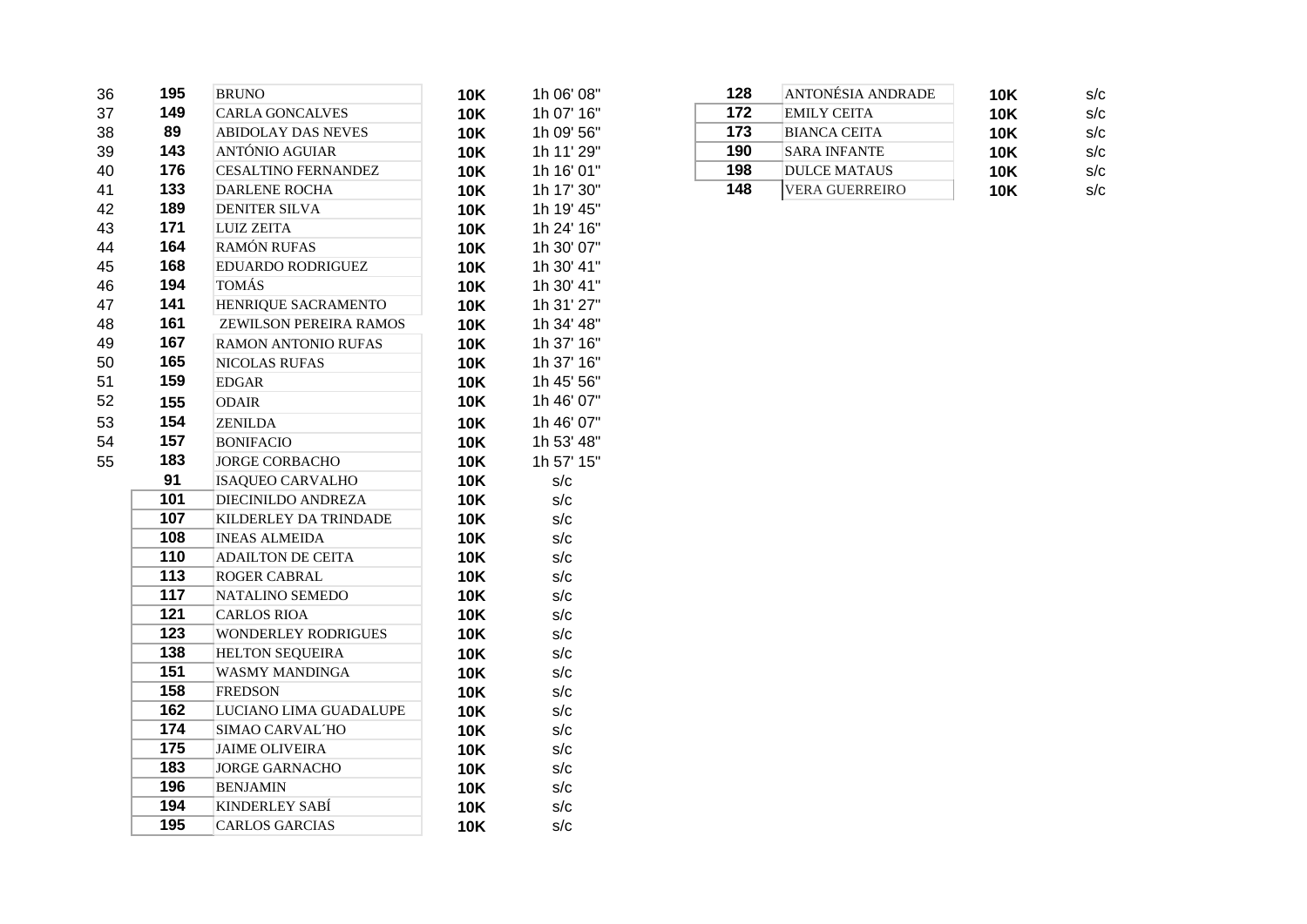| | | | | |
|---|---|---|---|---|
| 36 | 195 | BRUNO | 10K | 1h 06' 08" |
| 37 | 149 | CARLA GONCALVES | 10K | 1h 07' 16" |
| 38 | 89 | ABIDOLAY DAS NEVES | 10K | 1h 09' 56" |
| 39 | 143 | ANTÓNIO AGUIAR | 10K | 1h 11' 29" |
| 40 | 176 | CESALTINO FERNANDEZ | 10K | 1h 16' 01" |
| 41 | 133 | DARLENE ROCHA | 10K | 1h 17' 30" |
| 42 | 189 | DENITER SILVA | 10K | 1h 19' 45" |
| 43 | 171 | LUIZ ZEITA | 10K | 1h 24' 16" |
| 44 | 164 | RAMÓN RUFAS | 10K | 1h 30' 07" |
| 45 | 168 | EDUARDO RODRIGUEZ | 10K | 1h 30' 41" |
| 46 | 194 | TOMÁS | 10K | 1h 30' 41" |
| 47 | 141 | HENRIQUE SACRAMENTO | 10K | 1h 31' 27" |
| 48 | 161 | ZEWILSON PEREIRA RAMOS | 10K | 1h 34' 48" |
| 49 | 167 | RAMON ANTONIO RUFAS | 10K | 1h 37' 16" |
| 50 | 165 | NICOLAS RUFAS | 10K | 1h 37' 16" |
| 51 | 159 | EDGAR | 10K | 1h 45' 56" |
| 52 | 155 | ODAIR | 10K | 1h 46' 07" |
| 53 | 154 | ZENILDA | 10K | 1h 46' 07" |
| 54 | 157 | BONIFACIO | 10K | 1h 53' 48" |
| 55 | 183 | JORGE CORBACHO | 10K | 1h 57' 15" |
| | 91 | ISAQUEO CARVALHO | 10K | s/c |
| | 101 | DIECINILDO ANDREZA | 10K | s/c |
| | 107 | KILDERLEY DA TRINDADE | 10K | s/c |
| | 108 | INEAS ALMEIDA | 10K | s/c |
| | 110 | ADAILTON DE CEITA | 10K | s/c |
| | 113 | ROGER CABRAL | 10K | s/c |
| | 117 | NATALINO SEMEDO | 10K | s/c |
| | 121 | CARLOS RIOA | 10K | s/c |
| | 123 | WONDERLEY RODRIGUES | 10K | s/c |
| | 138 | HELTON SEQUEIRA | 10K | s/c |
| | 151 | WASMY MANDINGA | 10K | s/c |
| | 158 | FREDSON | 10K | s/c |
| | 162 | LUCIANO LIMA GUADALUPE | 10K | s/c |
| | 174 | SIMAO CARVAL´HO | 10K | s/c |
| | 175 | JAIME OLIVEIRA | 10K | s/c |
| | 183 | JORGE GARNACHO | 10K | s/c |
| | 196 | BENJAMIN | 10K | s/c |
| | 194 | KINDERLEY SABÍ | 10K | s/c |
| | 195 | CARLOS GARCIAS | 10K | s/c |
| | 128 | ANTONÉSIA ANDRADE | 10K | s/c |
| | 172 | EMILY CEITA | 10K | s/c |
| | 173 | BIANCA CEITA | 10K | s/c |
| | 190 | SARA INFANTE | 10K | s/c |
| | 198 | DULCE MATAUS | 10K | s/c |
| | 148 | VERA GUERREIRO | 10K | s/c |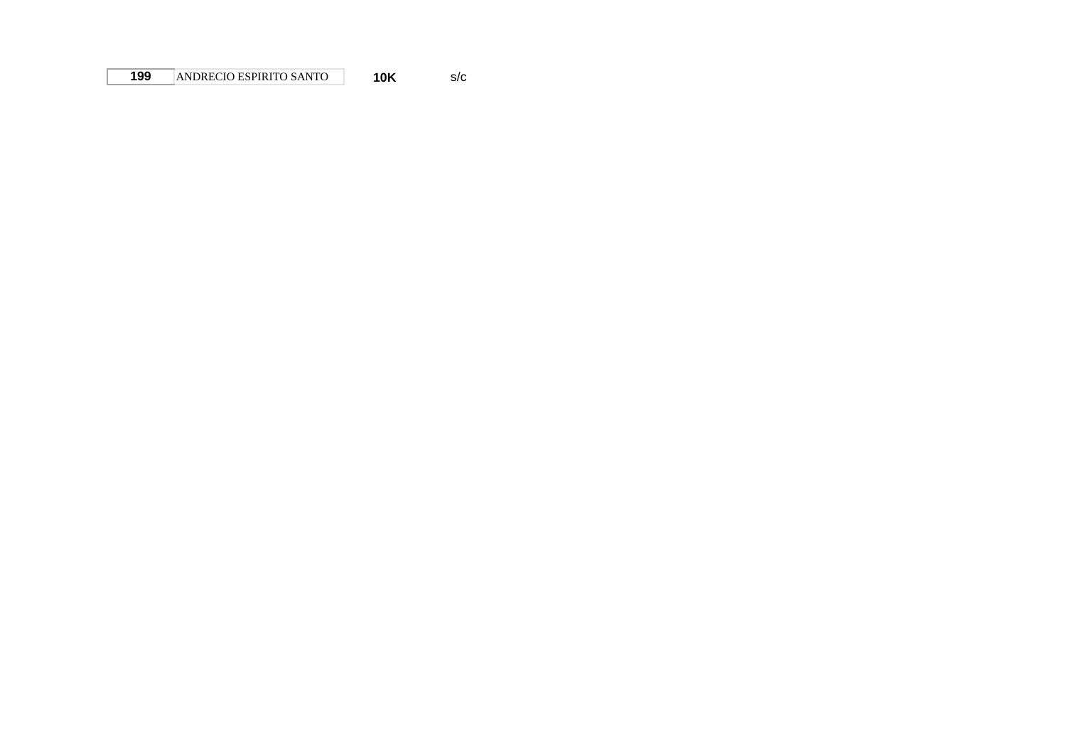| | | | |
|---|---|---|---|
| **199** | ANDRECIO ESPIRITO SANTO | **10K** | s/c |